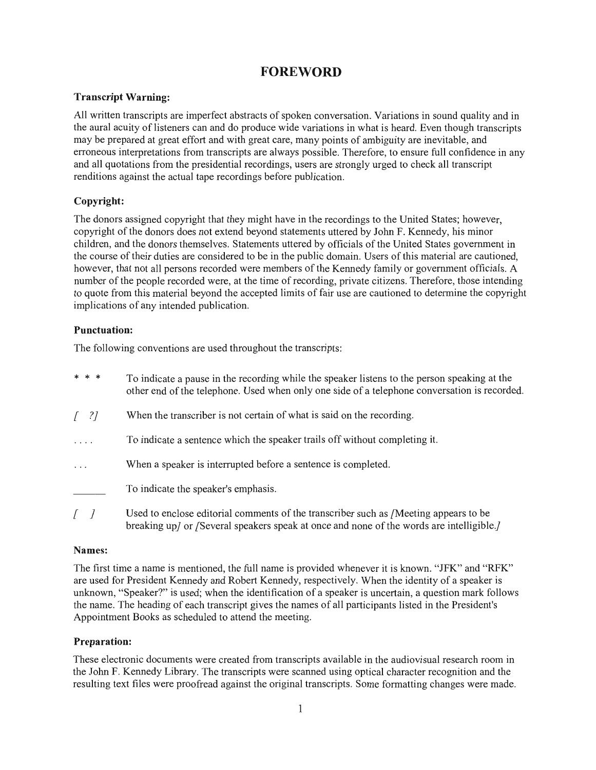# FOREWORD

### Transcript Warning:

All written transcripts are imperfect abstracts of spoken conversation. Variations in sound quality and in the aural acuity of listeners can and do produce wide variations in what is heard. Even though transcripts may be prepared at great effort and with great care, many points of ambiguity are inevitable, and erroneous interpretations from transcripts are always possible. Therefore, to ensure full confidence in any and all quotations from the presidential recordings, users are strongly urged to check all transcript renditions against the actual tape recordings before publication.

### Copyright:

The donors assigned copyright that they might have in the recordings to the United States; however, copyright of the donors does not extend beyond statements uttered by John F. Kennedy, his minor children, and the donors themselves. Statements uttered by officials of the United States government in the course of their duties are considered to be in the public domain. Users of this material are cautioned, however, that not all persons recorded were members of the Kennedy family or government officials. A number of the people recorded were, at the time of recording, private citizens. Therefore, those intending to quote from this material beyond the accepted limits of fair use are cautioned to determine the copyright implications of any intended publication.

### Punctuation:

The following conventions are used throughout the transcripts:

- `* * *` To indicate a pause in the recording while the speaker listens to the person speaking at the other end of the telephone. Used when only one side of a telephone conversation is recorded.
- *[ ?]* When the transcriber is not certain of what is said on the recording.
- `. . . .` To indicate a sentence which the speaker trails off without completing it.
- `. . .` When a speaker is interrupted before a sentence is completed.
- `______` To indicate the speaker's emphasis.
- *[ ]* Used to enclose editorial comments of the transcriber such as *[Meeting appears to be breaking up]* or *[Several speakers speak at once and none of the words are intelligible.]*

### Names:

The first time a name is mentioned, the full name is provided whenever it is known. "JFK" and "RFK" are used for President Kennedy and Robert Kennedy, respectively. When the identity of a speaker is unknown, "Speaker?" is used; when the identification of a speaker is uncertain, a question mark follows the name. The heading of each transcript gives the names of all participants listed in the President's Appointment Books as scheduled to attend the meeting.

### Preparation:

These electronic documents were created from transcripts available in the audiovisual research room in the John F. Kennedy Library. The transcripts were scanned using optical character recognition and the resulting text files were proofread against the original transcripts. Some formatting changes were made.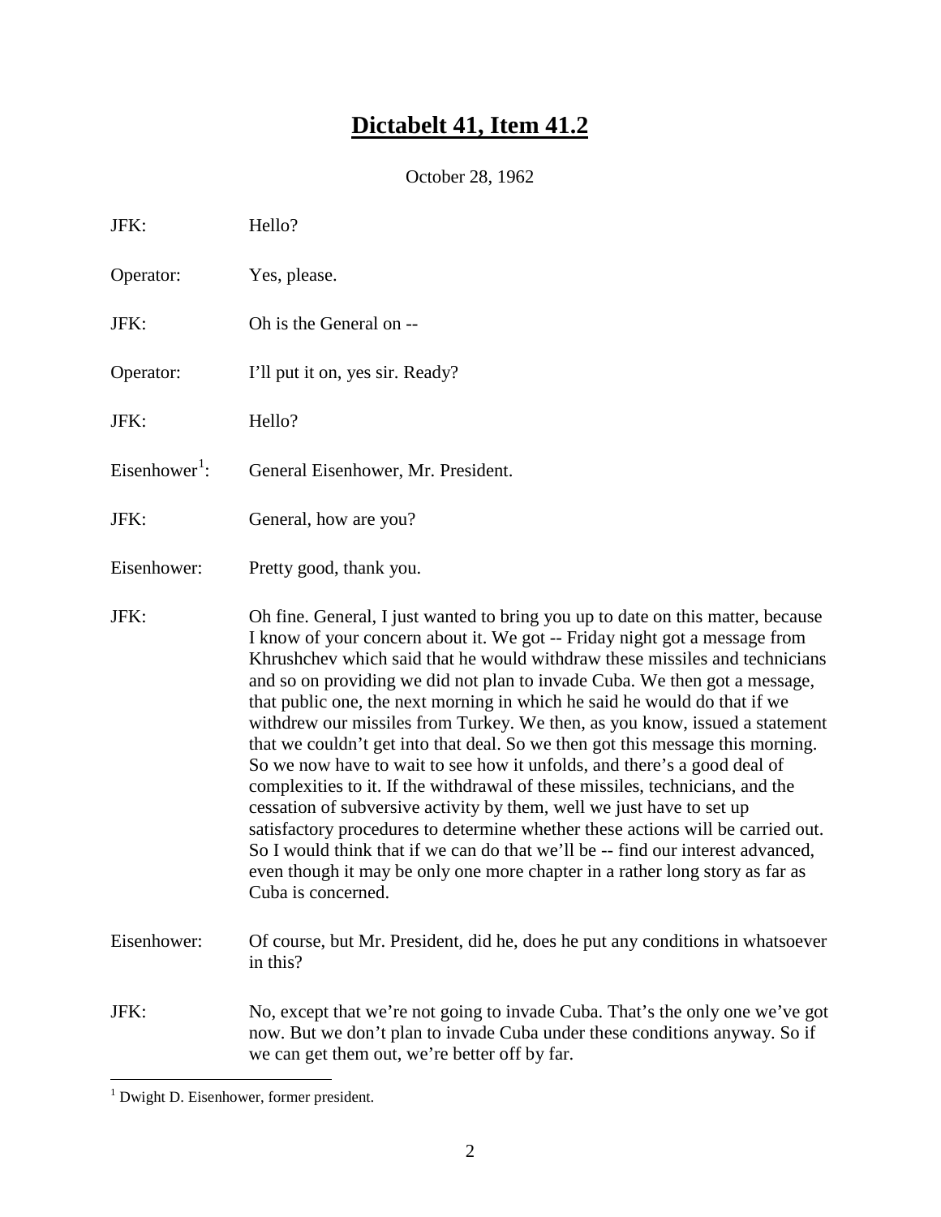# Dictabelt 41, Item 41.2

October 28, 1962

JFK: Hello?

Operator: Yes, please.

JFK: Oh is the General on --

Operator: I'll put it on, yes sir. Ready?

JFK: Hello?

Eisenhower[1]: General Eisenhower, Mr. President.

JFK: General, how are you?

Eisenhower: Pretty good, thank you.

JFK: Oh fine. General, I just wanted to bring you up to date on this matter, because I know of your concern about it. We got -- Friday night got a message from Khrushchev which said that he would withdraw these missiles and technicians and so on providing we did not plan to invade Cuba. We then got a message, that public one, the next morning in which he said he would do that if we withdrew our missiles from Turkey. We then, as you know, issued a statement that we couldn't get into that deal. So we then got this message this morning. So we now have to wait to see how it unfolds, and there's a good deal of complexities to it. If the withdrawal of these missiles, technicians, and the cessation of subversive activity by them, well we just have to set up satisfactory procedures to determine whether these actions will be carried out. So I would think that if we can do that we'll be -- find our interest advanced, even though it may be only one more chapter in a rather long story as far as Cuba is concerned.

Eisenhower: Of course, but Mr. President, did he, does he put any conditions in whatsoever in this?

JFK: No, except that we're not going to invade Cuba. That's the only one we've got now. But we don't plan to invade Cuba under these conditions anyway. So if we can get them out, we're better off by far.

[1] Dwight D. Eisenhower, former president.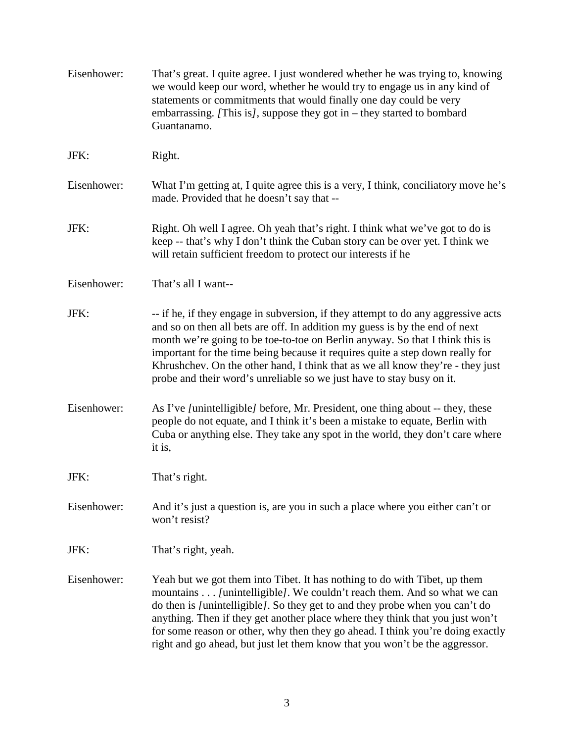Eisenhower: That's great. I quite agree. I just wondered whether he was trying to, knowing we would keep our word, whether he would try to engage us in any kind of statements or commitments that would finally one day could be very embarrassing. *[*This is*]*, suppose they got in – they started to bombard Guantanamo.

JFK: Right.

Eisenhower: What I'm getting at, I quite agree this is a very, I think, conciliatory move he's made. Provided that he doesn't say that --

JFK: Right. Oh well I agree. Oh yeah that's right. I think what we've got to do is keep -- that's why I don't think the Cuban story can be over yet. I think we will retain sufficient freedom to protect our interests if he

Eisenhower: That's all I want--

JFK: -- if he, if they engage in subversion, if they attempt to do any aggressive acts and so on then all bets are off. In addition my guess is by the end of next month we're going to be toe-to-toe on Berlin anyway. So that I think this is important for the time being because it requires quite a step down really for Khrushchev. On the other hand, I think that as we all know they're - they just probe and their word's unreliable so we just have to stay busy on it.

Eisenhower: As I've *[*unintelligible*]* before, Mr. President, one thing about -- they, these people do not equate, and I think it's been a mistake to equate, Berlin with Cuba or anything else. They take any spot in the world, they don't care where it is,

JFK: That's right.

Eisenhower: And it's just a question is, are you in such a place where you either can't or won't resist?

JFK: That's right, yeah.

Eisenhower: Yeah but we got them into Tibet. It has nothing to do with Tibet, up them mountains . . . *[*unintelligible*]*. We couldn't reach them. And so what we can do then is *[*unintelligible*]*. So they get to and they probe when you can't do anything. Then if they get another place where they think that you just won't for some reason or other, why then they go ahead. I think you're doing exactly right and go ahead, but just let them know that you won't be the aggressor.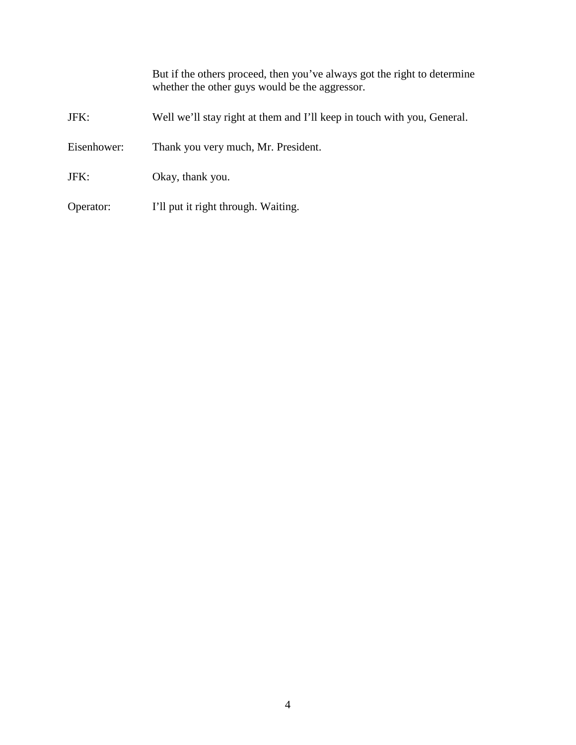But if the others proceed, then you've always got the right to determine whether the other guys would be the aggressor.

JFK: Well we'll stay right at them and I'll keep in touch with you, General.

Eisenhower: Thank you very much, Mr. President.

JFK: Okay, thank you.

Operator: I'll put it right through. Waiting.